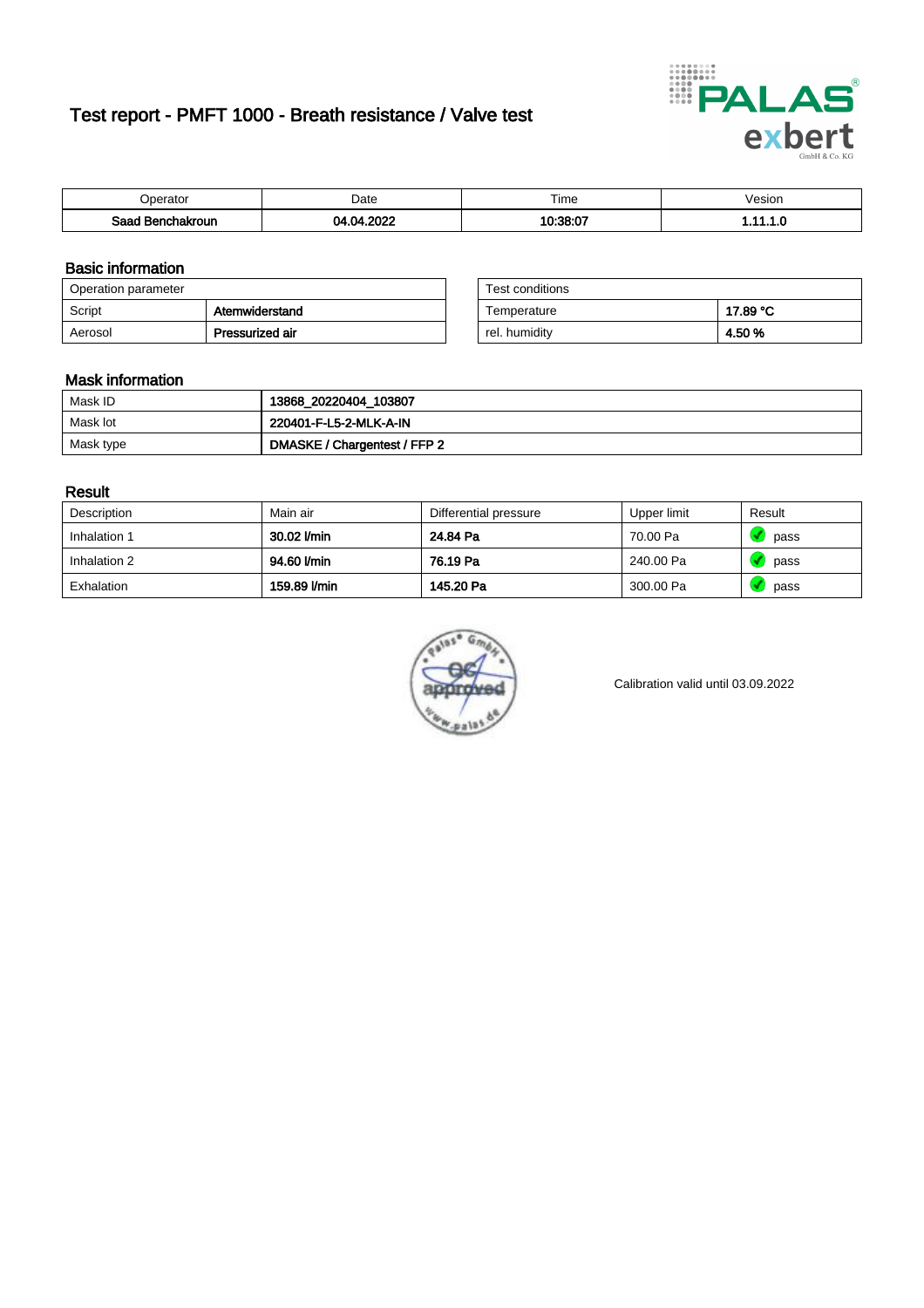# Test report - PMFT 1000 - Breath resistance / Valve test

| Operator | Date | Time | Vesion |
|---|---|---|---|
| **Saad Benchakroun** | **04.04.2022** | **10:38:07** | **1.11.1.0** |

## Basic information

| Operation parameter | |
|---|---|
| Script | **Atemwiderstand** |
| Aerosol | **Pressurized air** |

| Test conditions | |
|---|---|
| Temperature | **17.89 °C** |
| rel. humidity | **4.50 %** |

## Mask information

| | |
|---|---|
| Mask ID | **13868_20220404_103807** |
| Mask lot | **220401-F-L5-2-MLK-A-IN** |
| Mask type | **DMASKE / Chargentest / FFP 2** |

## Result

| Description | Main air | Differential pressure | Upper limit | Result |
|---|---|---|---|---|
| Inhalation 1 | **30.02 l/min** | **24.84 Pa** | 70.00 Pa | pass |
| Inhalation 2 | **94.60 l/min** | **76.19 Pa** | 240.00 Pa | pass |
| Exhalation | **159.89 l/min** | **145.20 Pa** | 300.00 Pa | pass |

palas® GmbH QC approved www.palas.de

Calibration valid until 03.09.2022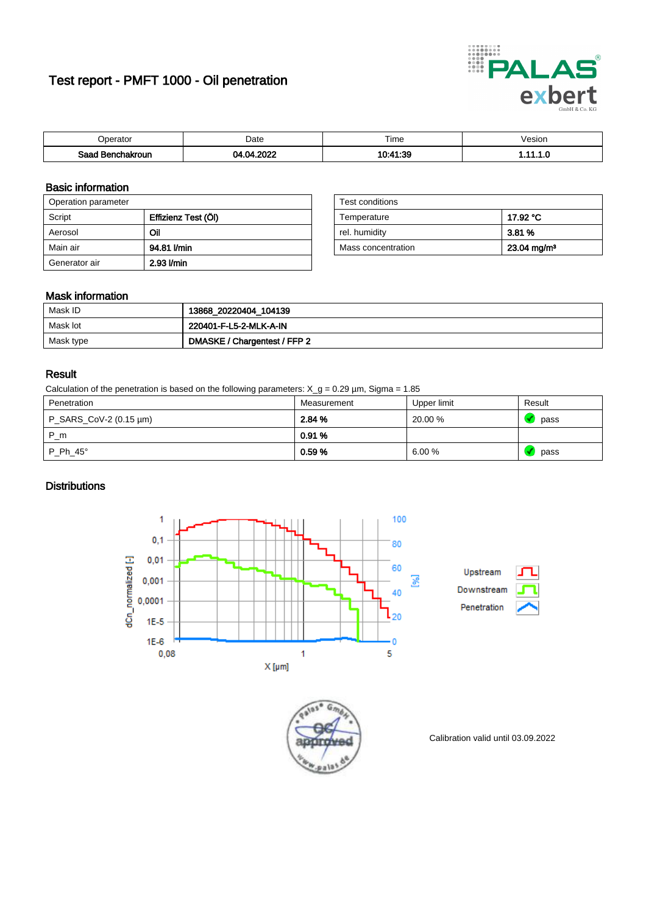# Test report - PMFT 1000 - Oil penetration

PALAS exbert GmbH & Co. KG

| Operator | Date | Time | Vesion |
|---|---|---|---|
| **Saad Benchakroun** | **04.04.2022** | **10:41:39** | **1.11.1.0** |

## Basic information

| Operation parameter | |
|---|---|
| Script | **Effizienz Test (Öl)** |
| Aerosol | **Oil** |
| Main air | **94.81 l/min** |
| Generator air | **2.93 l/min** |

| Test conditions | |
|---|---|
| Temperature | **17.92 °C** |
| rel. humidity | **3.81 %** |
| Mass concentration | **23.04 mg/m³** |

## Mask information

| | |
|---|---|
| Mask ID | **13868_20220404_104139** |
| Mask lot | **220401-F-L5-2-MLK-A-IN** |
| Mask type | **DMASKE / Chargentest / FFP 2** |

## Result

Calculation of the penetration is based on the following parameters: X_g = 0.29 µm, Sigma = 1.85

| Penetration | Measurement | Upper limit | Result |
|---|---|---|---|
| P_SARS_CoV-2 (0.15 µm) | **2.84 %** | 20.00 % | pass |
| P_m | **0.91 %** | | |
| P_Ph_45° | **0.59 %** | 6.00 % | pass |

## Distributions

dCn_normalized [-]

1
0,1
0,01
0,001
0,0001
1E-5
1E-6

[%]

100
80
60
40
20
0

0,08
1
5

X [µm]

Upstream
Downstream
Penetration

Palas® GmbH QC approved www.palas.de

Calibration valid until 03.09.2022